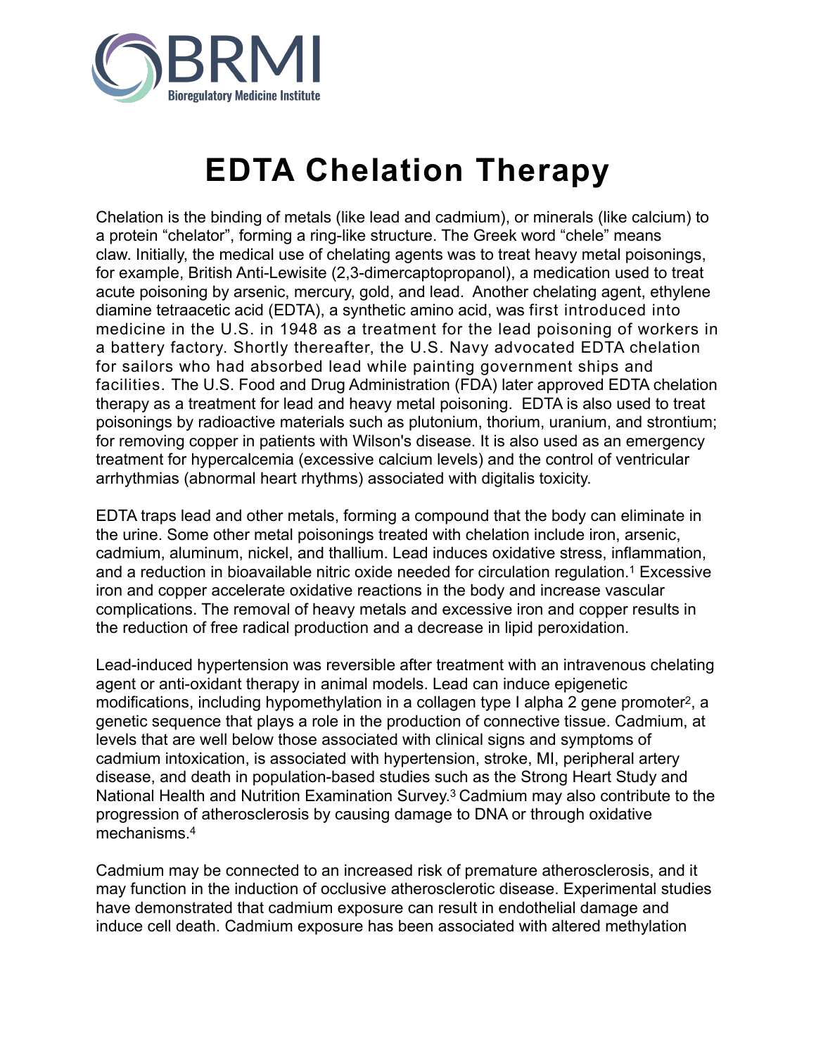# EDTA Chelation Therapy

Chelation is the binding of metals (like lead and cadmium), or minerals (like calcium) to a protein "chelator", forming a ring-like structure. The Greek word "chele" means claw. Initially, the medical use of chelating agents was to treat heavy metal poisonings, for example, British Anti-Lewisite (2,3-dimercaptopropanol), a medication used to treat acute poisoning by arsenic, mercury, gold, and lead. Another chelating agent, ethylene diamine tetraacetic acid (EDTA), a synthetic amino acid, was first introduced into medicine in the U.S. in 1948 as a treatment for the lead poisoning of workers in a battery factory. Shortly thereafter, the U.S. Navy advocated EDTA chelation for sailors who had absorbed lead while painting government ships and facilities. The U.S. Food and Drug Administration (FDA) later approved EDTA chelation therapy as a treatment for lead and heavy metal poisoning. EDTA is also used to treat poisonings by radioactive materials such as plutonium, thorium, uranium, and strontium; for removing copper in patients with Wilson's disease. It is also used as an emergency treatment for hypercalcemia (excessive calcium levels) and the control of ventricular arrhythmias (abnormal heart rhythms) associated with digitalis toxicity.

EDTA traps lead and other metals, forming a compound that the body can eliminate in the urine. Some other metal poisonings treated with chelation include iron, arsenic, cadmium, aluminum, nickel, and thallium. Lead induces oxidative stress, inflammation, and a reduction in bioavailable nitric oxide needed for circulation regulation.[1] Excessive iron and copper accelerate oxidative reactions in the body and increase vascular complications. The removal of heavy metals and excessive iron and copper results in the reduction of free radical production and a decrease in lipid peroxidation.

Lead-induced hypertension was reversible after treatment with an intravenous chelating agent or anti-oxidant therapy in animal models. Lead can induce epigenetic modifications, including hypomethylation in a collagen type I alpha 2 gene promoter[2], a genetic sequence that plays a role in the production of connective tissue. Cadmium, at levels that are well below those associated with clinical signs and symptoms of cadmium intoxication, is associated with hypertension, stroke, MI, peripheral artery disease, and death in population-based studies such as the Strong Heart Study and National Health and Nutrition Examination Survey.[3] Cadmium may also contribute to the progression of atherosclerosis by causing damage to DNA or through oxidative mechanisms.[4]

Cadmium may be connected to an increased risk of premature atherosclerosis, and it may function in the induction of occlusive atherosclerotic disease. Experimental studies have demonstrated that cadmium exposure can result in endothelial damage and induce cell death. Cadmium exposure has been associated with altered methylation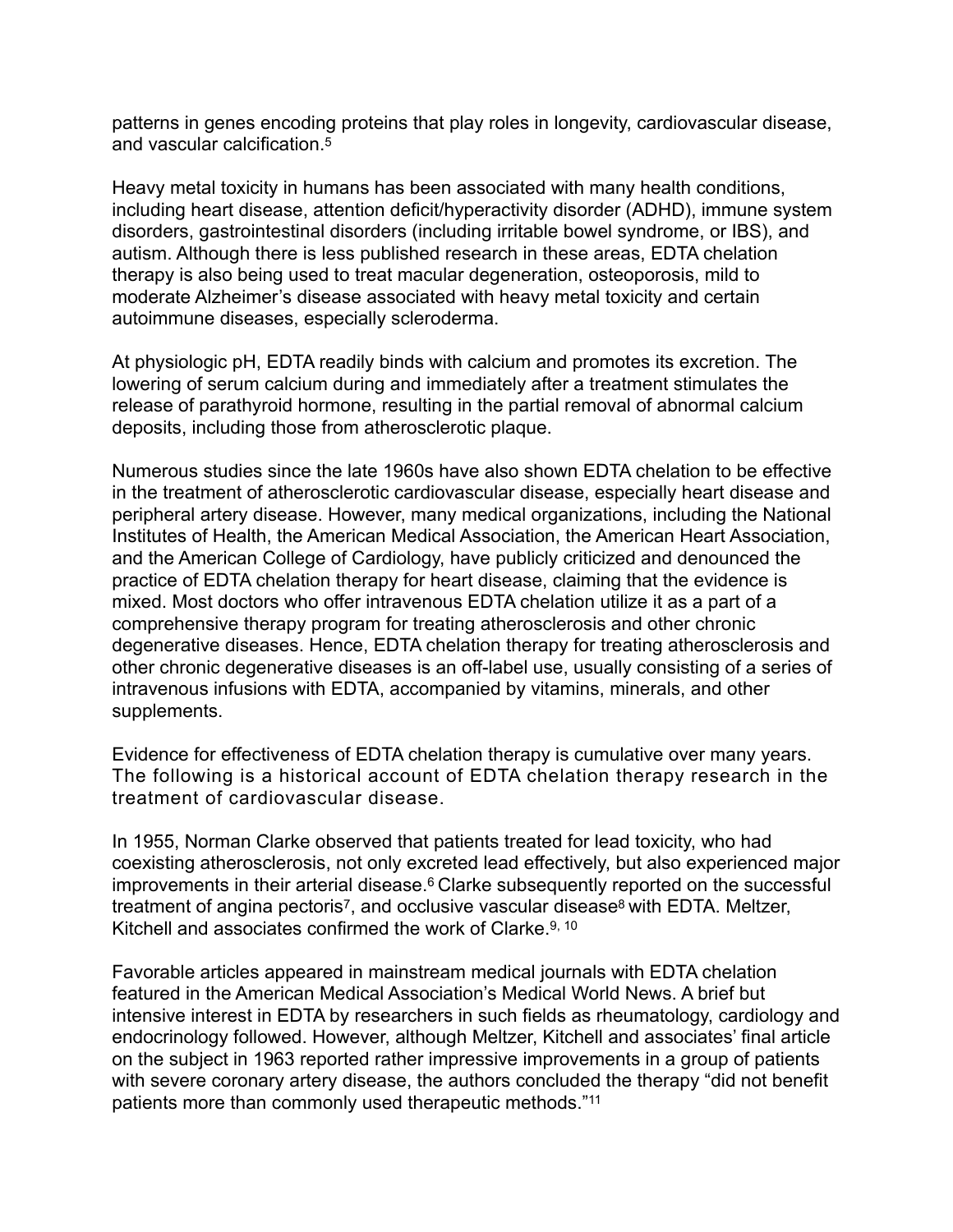patterns in genes encoding proteins that play roles in longevity, cardiovascular disease, and vascular calcification.[5]

Heavy metal toxicity in humans has been associated with many health conditions, including heart disease, attention deficit/hyperactivity disorder (ADHD), immune system disorders, gastrointestinal disorders (including irritable bowel syndrome, or IBS), and autism. Although there is less published research in these areas, EDTA chelation therapy is also being used to treat macular degeneration, osteoporosis, mild to moderate Alzheimer's disease associated with heavy metal toxicity and certain autoimmune diseases, especially scleroderma.

At physiologic pH, EDTA readily binds with calcium and promotes its excretion. The lowering of serum calcium during and immediately after a treatment stimulates the release of parathyroid hormone, resulting in the partial removal of abnormal calcium deposits, including those from atherosclerotic plaque.

Numerous studies since the late 1960s have also shown EDTA chelation to be effective in the treatment of atherosclerotic cardiovascular disease, especially heart disease and peripheral artery disease. However, many medical organizations, including the National Institutes of Health, the American Medical Association, the American Heart Association, and the American College of Cardiology, have publicly criticized and denounced the practice of EDTA chelation therapy for heart disease, claiming that the evidence is mixed. Most doctors who offer intravenous EDTA chelation utilize it as a part of a comprehensive therapy program for treating atherosclerosis and other chronic degenerative diseases. Hence, EDTA chelation therapy for treating atherosclerosis and other chronic degenerative diseases is an off-label use, usually consisting of a series of intravenous infusions with EDTA, accompanied by vitamins, minerals, and other supplements.

Evidence for effectiveness of EDTA chelation therapy is cumulative over many years. The following is a historical account of EDTA chelation therapy research in the treatment of cardiovascular disease.

In 1955, Norman Clarke observed that patients treated for lead toxicity, who had coexisting atherosclerosis, not only excreted lead effectively, but also experienced major improvements in their arterial disease.[6] Clarke subsequently reported on the successful treatment of angina pectoris[7], and occlusive vascular disease[8] with EDTA. Meltzer, Kitchell and associates confirmed the work of Clarke.[9, 10]

Favorable articles appeared in mainstream medical journals with EDTA chelation featured in the American Medical Association's Medical World News. A brief but intensive interest in EDTA by researchers in such fields as rheumatology, cardiology and endocrinology followed. However, although Meltzer, Kitchell and associates' final article on the subject in 1963 reported rather impressive improvements in a group of patients with severe coronary artery disease, the authors concluded the therapy "did not benefit patients more than commonly used therapeutic methods."[11]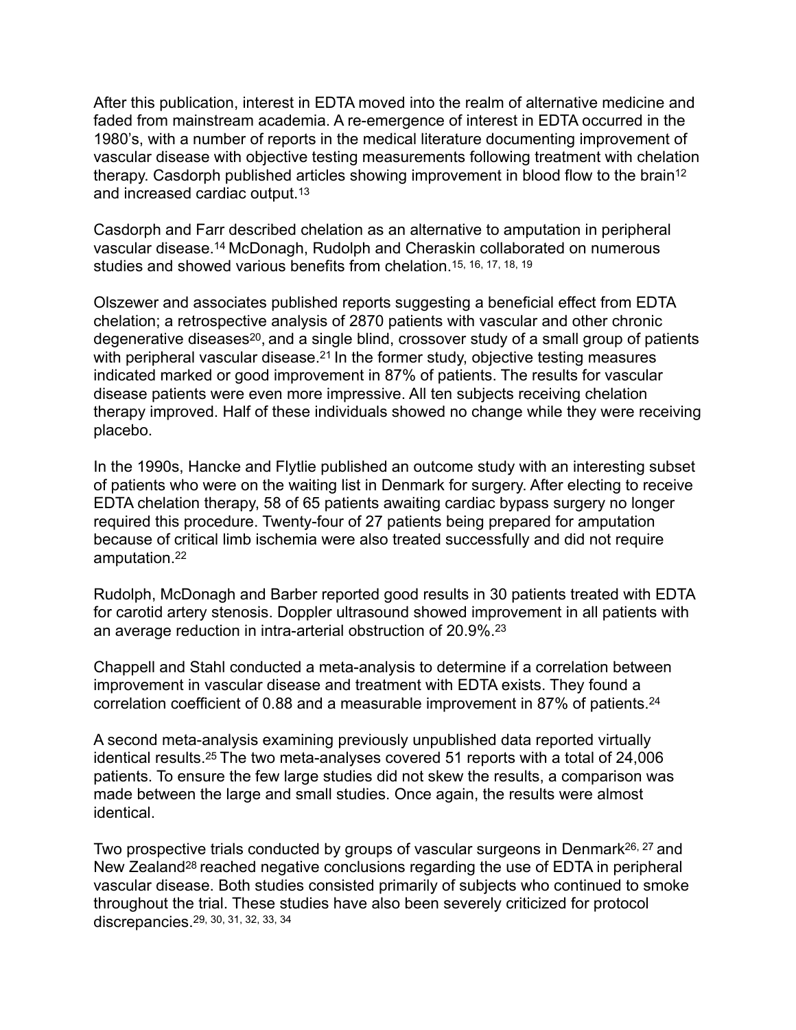After this publication, interest in EDTA moved into the realm of alternative medicine and faded from mainstream academia. A re-emergence of interest in EDTA occurred in the 1980's, with a number of reports in the medical literature documenting improvement of vascular disease with objective testing measurements following treatment with chelation therapy. Casdorph published articles showing improvement in blood flow to the brain[12] and increased cardiac output.[13]

Casdorph and Farr described chelation as an alternative to amputation in peripheral vascular disease.[14] McDonagh, Rudolph and Cheraskin collaborated on numerous studies and showed various benefits from chelation.[15, 16, 17, 18, 19]

Olszewer and associates published reports suggesting a beneficial effect from EDTA chelation; a retrospective analysis of 2870 patients with vascular and other chronic degenerative diseases[20], and a single blind, crossover study of a small group of patients with peripheral vascular disease.[21] In the former study, objective testing measures indicated marked or good improvement in 87% of patients. The results for vascular disease patients were even more impressive. All ten subjects receiving chelation therapy improved. Half of these individuals showed no change while they were receiving placebo.

In the 1990s, Hancke and Flytlie published an outcome study with an interesting subset of patients who were on the waiting list in Denmark for surgery. After electing to receive EDTA chelation therapy, 58 of 65 patients awaiting cardiac bypass surgery no longer required this procedure. Twenty-four of 27 patients being prepared for amputation because of critical limb ischemia were also treated successfully and did not require amputation.[22]

Rudolph, McDonagh and Barber reported good results in 30 patients treated with EDTA for carotid artery stenosis. Doppler ultrasound showed improvement in all patients with an average reduction in intra-arterial obstruction of 20.9%.[23]

Chappell and Stahl conducted a meta-analysis to determine if a correlation between improvement in vascular disease and treatment with EDTA exists. They found a correlation coefficient of 0.88 and a measurable improvement in 87% of patients.[24]

A second meta-analysis examining previously unpublished data reported virtually identical results.[25] The two meta-analyses covered 51 reports with a total of 24,006 patients. To ensure the few large studies did not skew the results, a comparison was made between the large and small studies. Once again, the results were almost identical.

Two prospective trials conducted by groups of vascular surgeons in Denmark[26, 27] and New Zealand[28] reached negative conclusions regarding the use of EDTA in peripheral vascular disease. Both studies consisted primarily of subjects who continued to smoke throughout the trial. These studies have also been severely criticized for protocol discrepancies.[29, 30, 31, 32, 33, 34]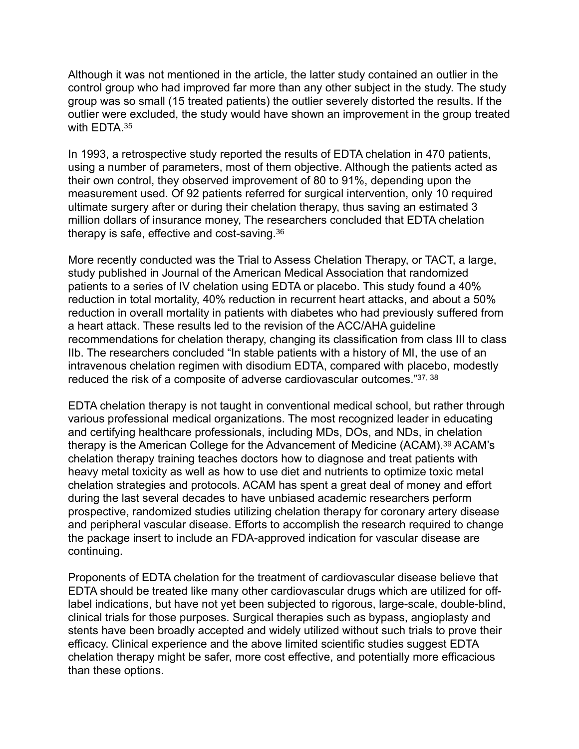Although it was not mentioned in the article, the latter study contained an outlier in the control group who had improved far more than any other subject in the study. The study group was so small (15 treated patients) the outlier severely distorted the results. If the outlier were excluded, the study would have shown an improvement in the group treated with EDTA.[35]

In 1993, a retrospective study reported the results of EDTA chelation in 470 patients, using a number of parameters, most of them objective. Although the patients acted as their own control, they observed improvement of 80 to 91%, depending upon the measurement used. Of 92 patients referred for surgical intervention, only 10 required ultimate surgery after or during their chelation therapy, thus saving an estimated 3 million dollars of insurance money, The researchers concluded that EDTA chelation therapy is safe, effective and cost-saving.[36]

More recently conducted was the Trial to Assess Chelation Therapy, or TACT, a large, study published in Journal of the American Medical Association that randomized patients to a series of IV chelation using EDTA or placebo. This study found a 40% reduction in total mortality, 40% reduction in recurrent heart attacks, and about a 50% reduction in overall mortality in patients with diabetes who had previously suffered from a heart attack. These results led to the revision of the ACC/AHA guideline recommendations for chelation therapy, changing its classification from class III to class IIb. The researchers concluded "In stable patients with a history of MI, the use of an intravenous chelation regimen with disodium EDTA, compared with placebo, modestly reduced the risk of a composite of adverse cardiovascular outcomes."[37, 38]

EDTA chelation therapy is not taught in conventional medical school, but rather through various professional medical organizations. The most recognized leader in educating and certifying healthcare professionals, including MDs, DOs, and NDs, in chelation therapy is the American College for the Advancement of Medicine (ACAM).[39] ACAM's chelation therapy training teaches doctors how to diagnose and treat patients with heavy metal toxicity as well as how to use diet and nutrients to optimize toxic metal chelation strategies and protocols. ACAM has spent a great deal of money and effort during the last several decades to have unbiased academic researchers perform prospective, randomized studies utilizing chelation therapy for coronary artery disease and peripheral vascular disease. Efforts to accomplish the research required to change the package insert to include an FDA-approved indication for vascular disease are continuing.

Proponents of EDTA chelation for the treatment of cardiovascular disease believe that EDTA should be treated like many other cardiovascular drugs which are utilized for off-label indications, but have not yet been subjected to rigorous, large-scale, double-blind, clinical trials for those purposes. Surgical therapies such as bypass, angioplasty and stents have been broadly accepted and widely utilized without such trials to prove their efficacy. Clinical experience and the above limited scientific studies suggest EDTA chelation therapy might be safer, more cost effective, and potentially more efficacious than these options.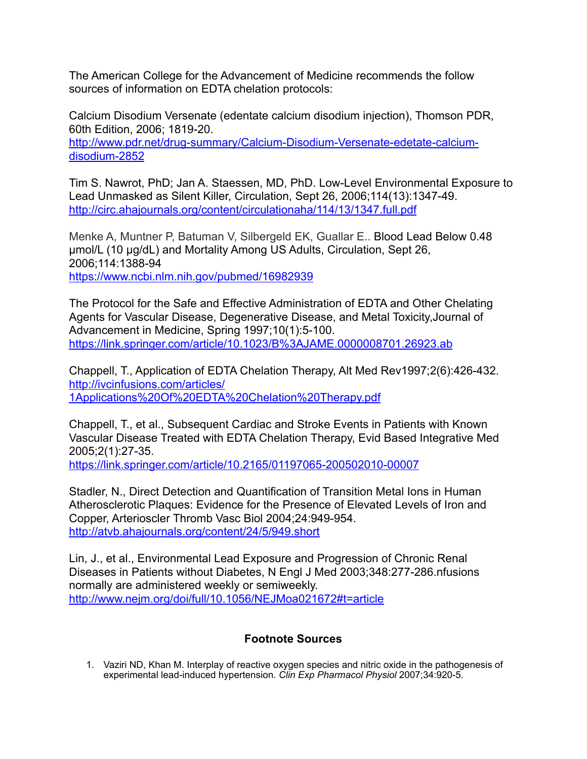The American College for the Advancement of Medicine recommends the follow sources of information on EDTA chelation protocols:

Calcium Disodium Versenate (edentate calcium disodium injection), Thomson PDR, 60th Edition, 2006; 1819-20.
http://www.pdr.net/drug-summary/Calcium-Disodium-Versenate-edetate-calcium-disodium-2852

Tim S. Nawrot, PhD; Jan A. Staessen, MD, PhD. Low-Level Environmental Exposure to Lead Unmasked as Silent Killer, Circulation, Sept 26, 2006;114(13):1347-49.
http://circ.ahajournals.org/content/circulationaha/114/13/1347.full.pdf

Menke A, Muntner P, Batuman V, Silbergeld EK, Guallar E.. Blood Lead Below 0.48 μmol/L (10 μg/dL) and Mortality Among US Adults, Circulation, Sept 26, 2006;114:1388-94
https://www.ncbi.nlm.nih.gov/pubmed/16982939

The Protocol for the Safe and Effective Administration of EDTA and Other Chelating Agents for Vascular Disease, Degenerative Disease, and Metal Toxicity,Journal of Advancement in Medicine, Spring 1997;10(1):5-100.
https://link.springer.com/article/10.1023/B%3AJAME.0000008701.26923.ab

Chappell, T., Application of EDTA Chelation Therapy, Alt Med Rev1997;2(6):426-432.
http://ivcinfusions.com/articles/1Applications%20Of%20EDTA%20Chelation%20Therapy.pdf

Chappell, T., et al., Subsequent Cardiac and Stroke Events in Patients with Known Vascular Disease Treated with EDTA Chelation Therapy, Evid Based Integrative Med 2005;2(1):27-35.
https://link.springer.com/article/10.2165/01197065-200502010-00007

Stadler, N., Direct Detection and Quantification of Transition Metal Ions in Human Atherosclerotic Plaques: Evidence for the Presence of Elevated Levels of Iron and Copper, Arterioscler Thromb Vasc Biol 2004;24:949-954.
http://atvb.ahajournals.org/content/24/5/949.short

Lin, J., et al., Environmental Lead Exposure and Progression of Chronic Renal Diseases in Patients without Diabetes, N Engl J Med 2003;348:277-286.nfusions normally are administered weekly or semiweekly.
http://www.nejm.org/doi/full/10.1056/NEJMoa021672#t=article

## Footnote Sources

1. Vaziri ND, Khan M. Interplay of reactive oxygen species and nitric oxide in the pathogenesis of experimental lead-induced hypertension. *Clin Exp Pharmacol Physiol* 2007;34:920-5.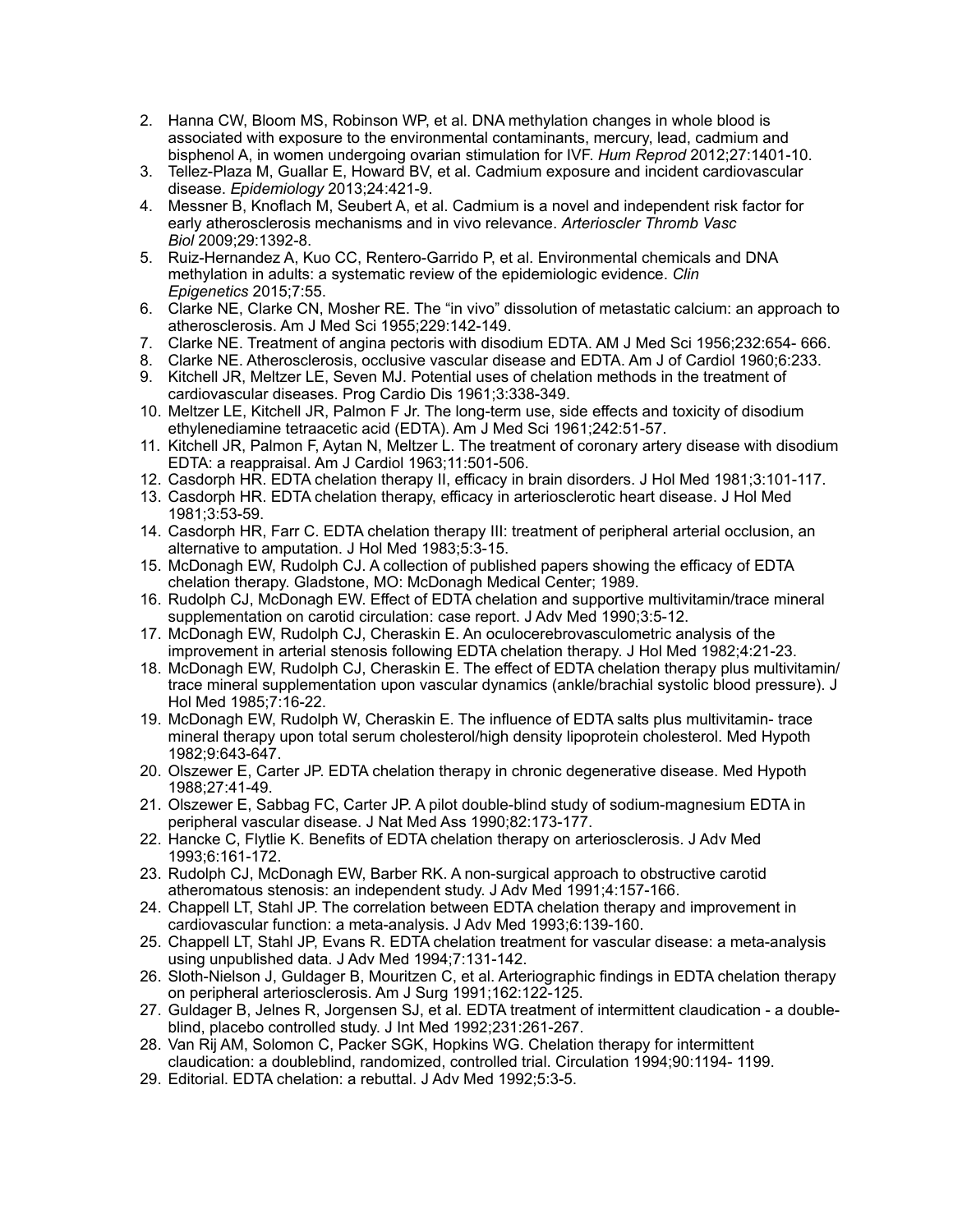2. Hanna CW, Bloom MS, Robinson WP, et al. DNA methylation changes in whole blood is associated with exposure to the environmental contaminants, mercury, lead, cadmium and bisphenol A, in women undergoing ovarian stimulation for IVF. *Hum Reprod* 2012;27:1401-10.
3. Tellez-Plaza M, Guallar E, Howard BV, et al. Cadmium exposure and incident cardiovascular disease. *Epidemiology* 2013;24:421-9.
4. Messner B, Knoflach M, Seubert A, et al. Cadmium is a novel and independent risk factor for early atherosclerosis mechanisms and in vivo relevance. *Arterioscler Thromb Vasc Biol* 2009;29:1392-8.
5. Ruiz-Hernandez A, Kuo CC, Rentero-Garrido P, et al. Environmental chemicals and DNA methylation in adults: a systematic review of the epidemiologic evidence. *Clin Epigenetics* 2015;7:55.
6. Clarke NE, Clarke CN, Mosher RE. The "in vivo" dissolution of metastatic calcium: an approach to atherosclerosis. Am J Med Sci 1955;229:142-149.
7. Clarke NE. Treatment of angina pectoris with disodium EDTA. AM J Med Sci 1956;232:654- 666.
8. Clarke NE. Atherosclerosis, occlusive vascular disease and EDTA. Am J of Cardiol 1960;6:233.
9. Kitchell JR, Meltzer LE, Seven MJ. Potential uses of chelation methods in the treatment of cardiovascular diseases. Prog Cardio Dis 1961;3:338-349.
10. Meltzer LE, Kitchell JR, Palmon F Jr. The long-term use, side effects and toxicity of disodium ethylenediamine tetraacetic acid (EDTA). Am J Med Sci 1961;242:51-57.
11. Kitchell JR, Palmon F, Aytan N, Meltzer L. The treatment of coronary artery disease with disodium EDTA: a reappraisal. Am J Cardiol 1963;11:501-506.
12. Casdorph HR. EDTA chelation therapy II, efficacy in brain disorders. J Hol Med 1981;3:101-117.
13. Casdorph HR. EDTA chelation therapy, efficacy in arteriosclerotic heart disease. J Hol Med 1981;3:53-59.
14. Casdorph HR, Farr C. EDTA chelation therapy III: treatment of peripheral arterial occlusion, an alternative to amputation. J Hol Med 1983;5:3-15.
15. McDonagh EW, Rudolph CJ. A collection of published papers showing the efficacy of EDTA chelation therapy. Gladstone, MO: McDonagh Medical Center; 1989.
16. Rudolph CJ, McDonagh EW. Effect of EDTA chelation and supportive multivitamin/trace mineral supplementation on carotid circulation: case report. J Adv Med 1990;3:5-12.
17. McDonagh EW, Rudolph CJ, Cheraskin E. An oculocerebrovasculometric analysis of the improvement in arterial stenosis following EDTA chelation therapy. J Hol Med 1982;4:21-23.
18. McDonagh EW, Rudolph CJ, Cheraskin E. The effect of EDTA chelation therapy plus multivitamin/trace mineral supplementation upon vascular dynamics (ankle/brachial systolic blood pressure). J Hol Med 1985;7:16-22.
19. McDonagh EW, Rudolph W, Cheraskin E. The influence of EDTA salts plus multivitamin- trace mineral therapy upon total serum cholesterol/high density lipoprotein cholesterol. Med Hypoth 1982;9:643-647.
20. Olszewer E, Carter JP. EDTA chelation therapy in chronic degenerative disease. Med Hypoth 1988;27:41-49.
21. Olszewer E, Sabbag FC, Carter JP. A pilot double-blind study of sodium-magnesium EDTA in peripheral vascular disease. J Nat Med Ass 1990;82:173-177.
22. Hancke C, Flytlie K. Benefits of EDTA chelation therapy on arteriosclerosis. J Adv Med 1993;6:161-172.
23. Rudolph CJ, McDonagh EW, Barber RK. A non-surgical approach to obstructive carotid atheromatous stenosis: an independent study. J Adv Med 1991;4:157-166.
24. Chappell LT, Stahl JP. The correlation between EDTA chelation therapy and improvement in cardiovascular function: a meta-analysis. J Adv Med 1993;6:139-160.
25. Chappell LT, Stahl JP, Evans R. EDTA chelation treatment for vascular disease: a meta-analysis using unpublished data. J Adv Med 1994;7:131-142.
26. Sloth-Nielson J, Guldager B, Mouritzen C, et al. Arteriographic findings in EDTA chelation therapy on peripheral arteriosclerosis. Am J Surg 1991;162:122-125.
27. Guldager B, Jelnes R, Jorgensen SJ, et al. EDTA treatment of intermittent claudication - a double-blind, placebo controlled study. J Int Med 1992;231:261-267.
28. Van Rij AM, Solomon C, Packer SGK, Hopkins WG. Chelation therapy for intermittent claudication: a doubleblind, randomized, controlled trial. Circulation 1994;90:1194- 1199.
29. Editorial. EDTA chelation: a rebuttal. J Adv Med 1992;5:3-5.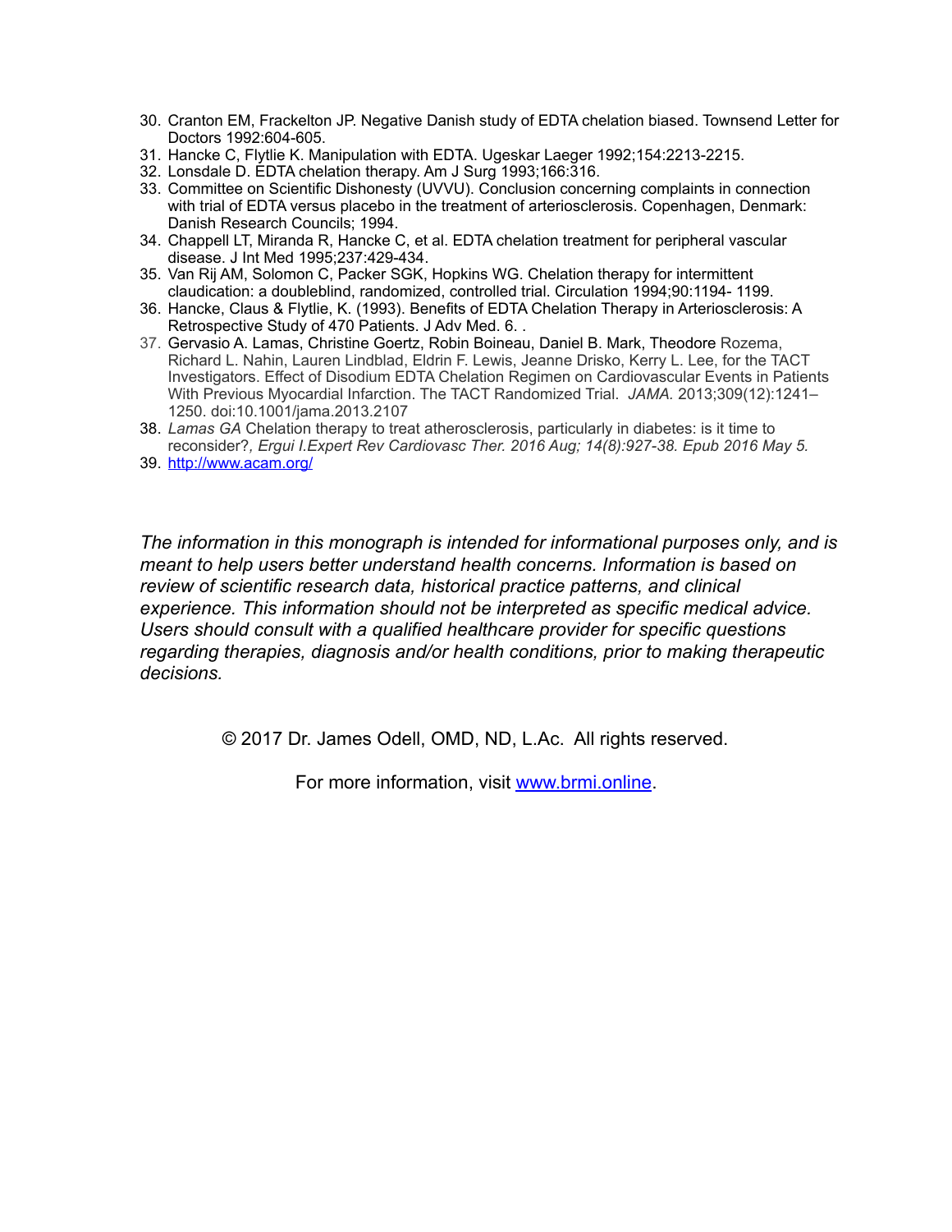30. Cranton EM, Frackelton JP. Negative Danish study of EDTA chelation biased. Townsend Letter for Doctors 1992:604-605.
31. Hancke C, Flytlie K. Manipulation with EDTA. Ugeskar Laeger 1992;154:2213-2215.
32. Lonsdale D. EDTA chelation therapy. Am J Surg 1993;166:316.
33. Committee on Scientific Dishonesty (UVVU). Conclusion concerning complaints in connection with trial of EDTA versus placebo in the treatment of arteriosclerosis. Copenhagen, Denmark: Danish Research Councils; 1994.
34. Chappell LT, Miranda R, Hancke C, et al. EDTA chelation treatment for peripheral vascular disease. J Int Med 1995;237:429-434.
35. Van Rij AM, Solomon C, Packer SGK, Hopkins WG. Chelation therapy for intermittent claudication: a doubleblind, randomized, controlled trial. Circulation 1994;90:1194- 1199.
36. Hancke, Claus & Flytlie, K. (1993). Benefits of EDTA Chelation Therapy in Arteriosclerosis: A Retrospective Study of 470 Patients. J Adv Med. 6. .
37. Gervasio A. Lamas, Christine Goertz, Robin Boineau, Daniel B. Mark, Theodore Rozema, Richard L. Nahin, Lauren Lindblad, Eldrin F. Lewis, Jeanne Drisko, Kerry L. Lee, for the TACT Investigators. Effect of Disodium EDTA Chelation Regimen on Cardiovascular Events in Patients With Previous Myocardial Infarction. The TACT Randomized Trial. *JAMA.* 2013;309(12):1241–1250. doi:10.1001/jama.2013.2107
38. *Lamas GA* Chelation therapy to treat atherosclerosis, particularly in diabetes: is it time to reconsider?*, Ergui I.Expert Rev Cardiovasc Ther. 2016 Aug; 14(8):927-38. Epub 2016 May 5.*
39. [http://www.acam.org/](http://www.acam.org/)

*The information in this monograph is intended for informational purposes only, and is meant to help users better understand health concerns. Information is based on review of scientific research data, historical practice patterns, and clinical experience. This information should not be interpreted as specific medical advice. Users should consult with a qualified healthcare provider for specific questions regarding therapies, diagnosis and/or health conditions, prior to making therapeutic decisions.*

© 2017 Dr. James Odell, OMD, ND, L.Ac. All rights reserved.

For more information, visit [www.brmi.online](www.brmi.online).